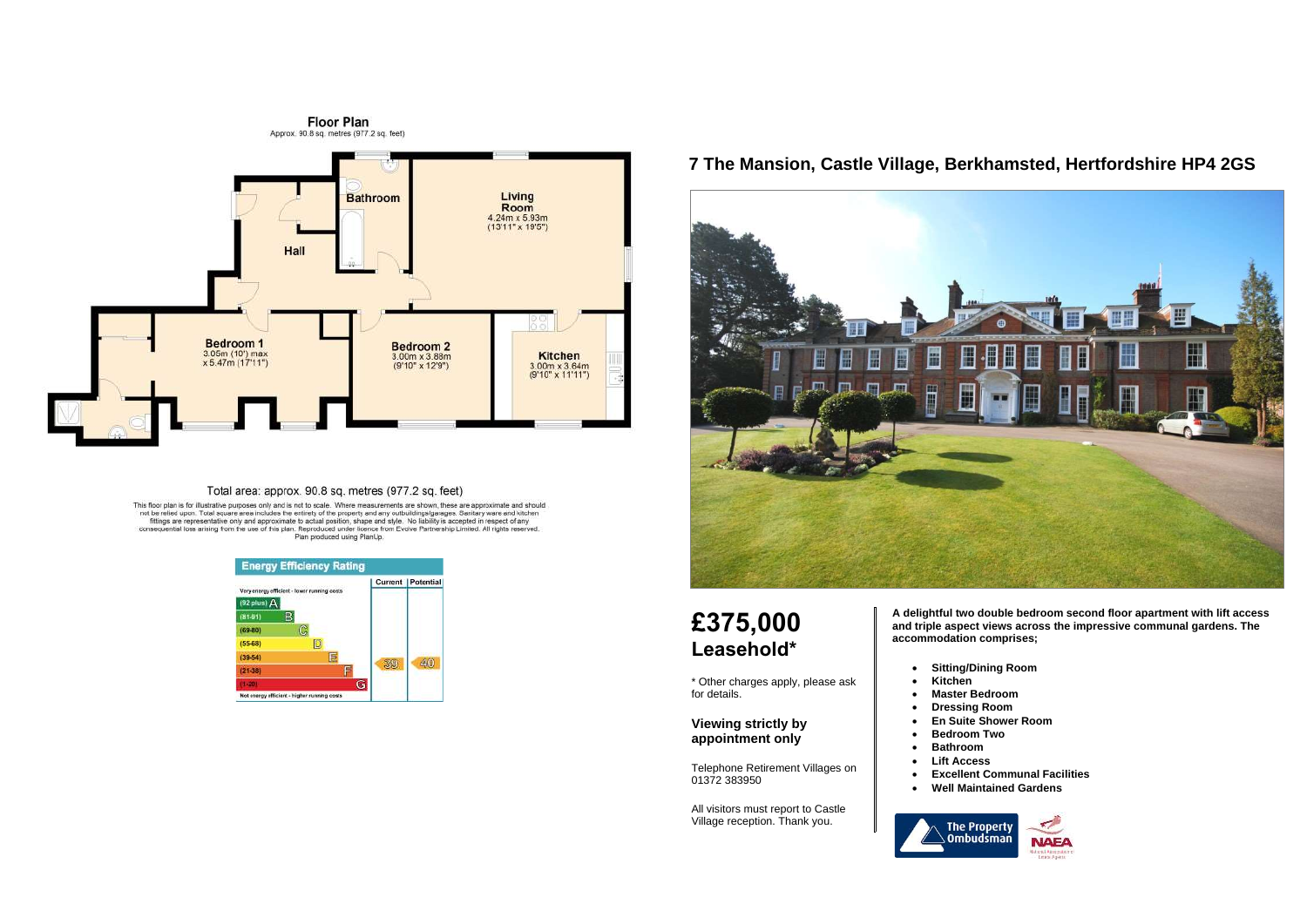## Floor Plan

Approx. 90.8 sq. metres (977.2 sq. feet)

Bathroom

Living Room
4.24m x 5.93m
(13'11" x 19'5")

Hall

Bedroom 1
3.05m (10') max
x 5.47m (17'11")

Bedroom 2
3.00m x 3.88m
(9'10" x 12'9")

Kitchen
3.00m x 3.64m
(9'10" x 11'11")

Total area: approx. 90.8 sq. metres (977.2 sq. feet)

This floor plan is for illustrative purposes only and is not to scale. Where measurements are shown, these are approximate and should not be relied upon. Total square area includes the entirety of the property and any outbuildings/garages. Sanitary ware and kitchen fittings are representative only and approximate to actual position, shape and style. No liability is accepted in respect of any consequential loss arising from the use of this plan. Reproduced under licence from Evolve Partnership Limited. All rights reserved. Plan produced using PlanUp.

### Energy Efficiency Rating

| | Current | Potential |
|---|---|---|
| Very energy efficient - lower running costs | | |
| (92 plus) A | | |
| (81-91) B | | |
| (69-80) C | | |
| (55-68) D | | |
| (39-54) E | 39 | 40 |
| (21-38) F | | |
| (1-20) G | | |
| Not energy efficient - higher running costs | | |

# 7 The Mansion, Castle Village, Berkhamsted, Hertfordshire HP4 2GS

## £375,000
## Leasehold*

* Other charges apply, please ask for details.

### Viewing strictly by appointment only

Telephone Retirement Villages on 01372 383950

All visitors must report to Castle Village reception. Thank you.

**A delightful two double bedroom second floor apartment with lift access and triple aspect views across the impressive communal gardens. The accommodation comprises;**

- **Sitting/Dining Room**
- **Kitchen**
- **Master Bedroom**
- **Dressing Room**
- **En Suite Shower Room**
- **Bedroom Two**
- **Bathroom**
- **Lift Access**
- **Excellent Communal Facilities**
- **Well Maintained Gardens**

The Property Ombudsman

NAEA National Association of Estate Agents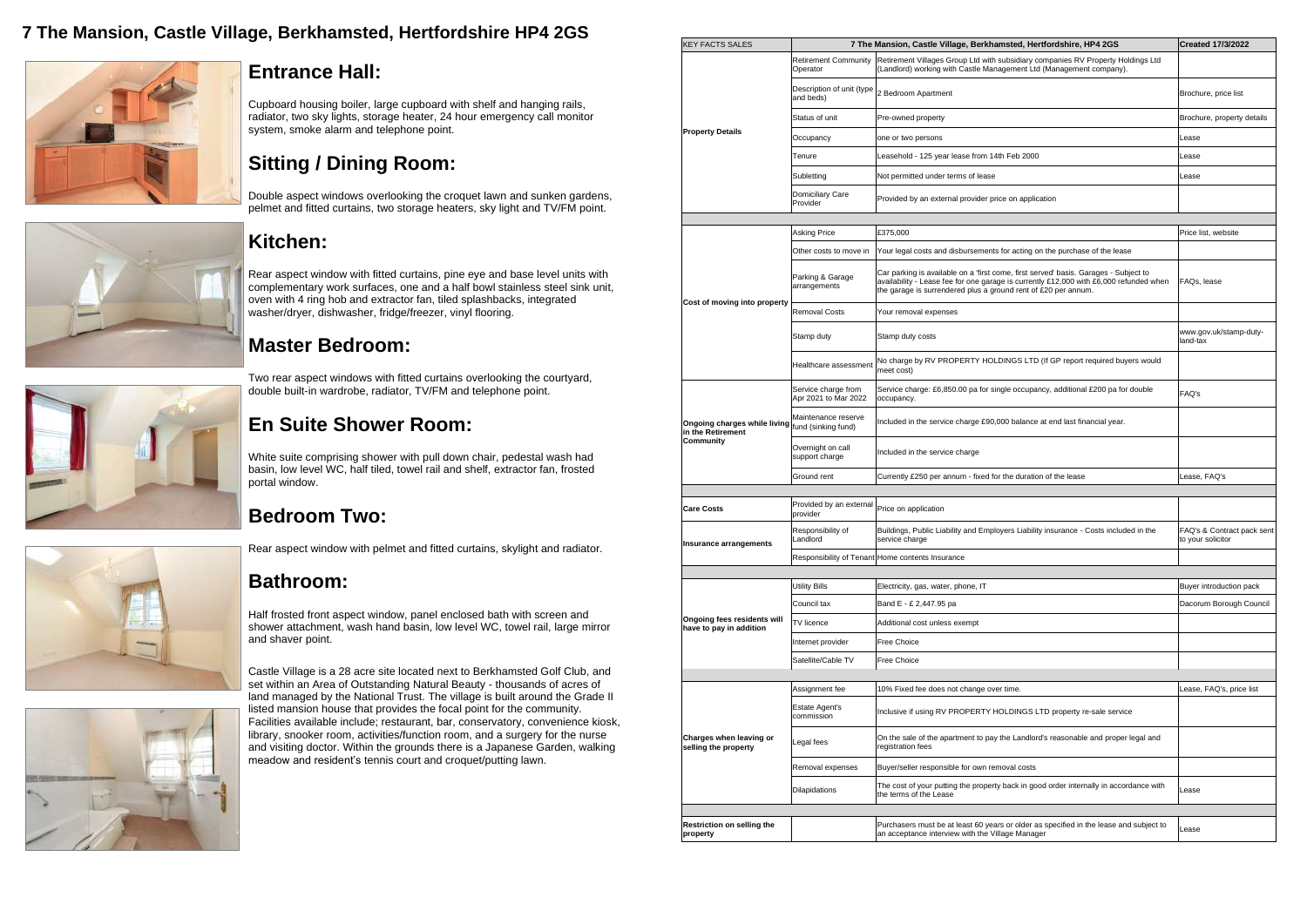# 7 The Mansion, Castle Village, Berkhamsted, Hertfordshire HP4 2GS

## Entrance Hall:

Cupboard housing boiler, large cupboard with shelf and hanging rails, radiator, two sky lights, storage heater, 24 hour emergency call monitor system, smoke alarm and telephone point.

## Sitting / Dining Room:

Double aspect windows overlooking the croquet lawn and sunken gardens, pelmet and fitted curtains, two storage heaters, sky light and TV/FM point.

## Kitchen:

Rear aspect window with fitted curtains, pine eye and base level units with complementary work surfaces, one and a half bowl stainless steel sink unit, oven with 4 ring hob and extractor fan, tiled splashbacks, integrated washer/dryer, dishwasher, fridge/freezer, vinyl flooring.

## Master Bedroom:

Two rear aspect windows with fitted curtains overlooking the courtyard, double built-in wardrobe, radiator, TV/FM and telephone point.

## En Suite Shower Room:

White suite comprising shower with pull down chair, pedestal wash had basin, low level WC, half tiled, towel rail and shelf, extractor fan, frosted portal window.

## Bedroom Two:

Rear aspect window with pelmet and fitted curtains, skylight and radiator.

## Bathroom:

Half frosted front aspect window, panel enclosed bath with screen and shower attachment, wash hand basin, low level WC, towel rail, large mirror and shaver point.

Castle Village is a 28 acre site located next to Berkhamsted Golf Club, and set within an Area of Outstanding Natural Beauty - thousands of acres of land managed by the National Trust. The village is built around the Grade II listed mansion house that provides the focal point for the community. Facilities available include; restaurant, bar, conservatory, convenience kiosk, library, snooker room, activities/function room, and a surgery for the nurse and visiting doctor. Within the grounds there is a Japanese Garden, walking meadow and resident's tennis court and croquet/putting lawn.

| KEY FACTS SALES | 7 The Mansion, Castle Village, Berkhamsted, Hertfordshire, HP4 2GS | | Created 17/3/2022 |
|---|---|---|---|
| Property Details | Retirement Community Operator | Retirement Villages Group Ltd with subsidiary companies RV Property Holdings Ltd (Landlord) working with Castle Management Ltd (Management company). | |
| | Description of unit (type and beds) | 2 Bedroom Apartment | Brochure, price list |
| | Status of unit | Pre-owned property | Brochure, property details |
| | Occupancy | one or two persons | Lease |
| | Tenure | Leasehold - 125 year lease from 14th Feb 2000 | Lease |
| | Subletting | Not permitted under terms of lease | Lease |
| | Domiciliary Care Provider | Provided by an external provider price on application | |
| | | | |
| Cost of moving into property | Asking Price | £375,000 | Price list, website |
| | Other costs to move in | Your legal costs and disbursements for acting on the purchase of the lease | |
| | Parking & Garage arrangements | Car parking is available on a 'first come, first served' basis. Garages - Subject to availability - Lease fee for one garage is currently £12,000 with £6,000 refunded when the garage is surrendered plus a ground rent of £20 per annum. | FAQs, lease |
| | Removal Costs | Your removal expenses | |
| | Stamp duty | Stamp duty costs | www.gov.uk/stamp-duty-land-tax |
| | Healthcare assessment | No charge by RV PROPERTY HOLDINGS LTD (If GP report required buyers would meet cost) | |
| Ongoing charges while living in the Retirement Community | Service charge from Apr 2021 to Mar 2022 | Service charge: £6,850.00 pa for single occupancy, additional £200 pa for double occupancy. | FAQ's |
| | Maintenance reserve fund (sinking fund) | Included in the service charge £90,000 balance at end last financial year. | |
| | Overnight on call support charge | Included in the service charge | |
| | Ground rent | Currently £250 per annum - fixed for the duration of the lease | Lease, FAQ's |
| | | | |
| Care Costs | Provided by an external provider | Price on application | |
| Insurance arrangements | Responsibility of Landlord | Buildings, Public Liability and Employers Liability insurance - Costs included in the service charge | FAQ's & Contract pack sent to your solicitor |
| | Responsibility of Tenant | Home contents Insurance | |
| | | | |
| Ongoing fees residents will have to pay in addition | Utility Bills | Electricity, gas, water, phone, IT | Buyer introduction pack |
| | Council tax | Band E - £ 2,447.95 pa | Dacorum Borough Council |
| | TV licence | Additional cost unless exempt | |
| | Internet provider | Free Choice | |
| | Satellite/Cable TV | Free Choice | |
| | | | |
| Charges when leaving or selling the property | Assignment fee | 10% Fixed fee does not change over time. | Lease, FAQ's, price list |
| | Estate Agent's commission | Inclusive if using RV PROPERTY HOLDINGS LTD property re-sale service | |
| | Legal fees | On the sale of the apartment to pay the Landlord's reasonable and proper legal and registration fees | |
| | Removal expenses | Buyer/seller responsible for own removal costs | |
| | Dilapidations | The cost of your putting the property back in good order internally in accordance with the terms of the Lease | Lease |
| | | | |
| Restriction on selling the property | | Purchasers must be at least 60 years or older as specified in the lease and subject to an acceptance interview with the Village Manager | Lease |